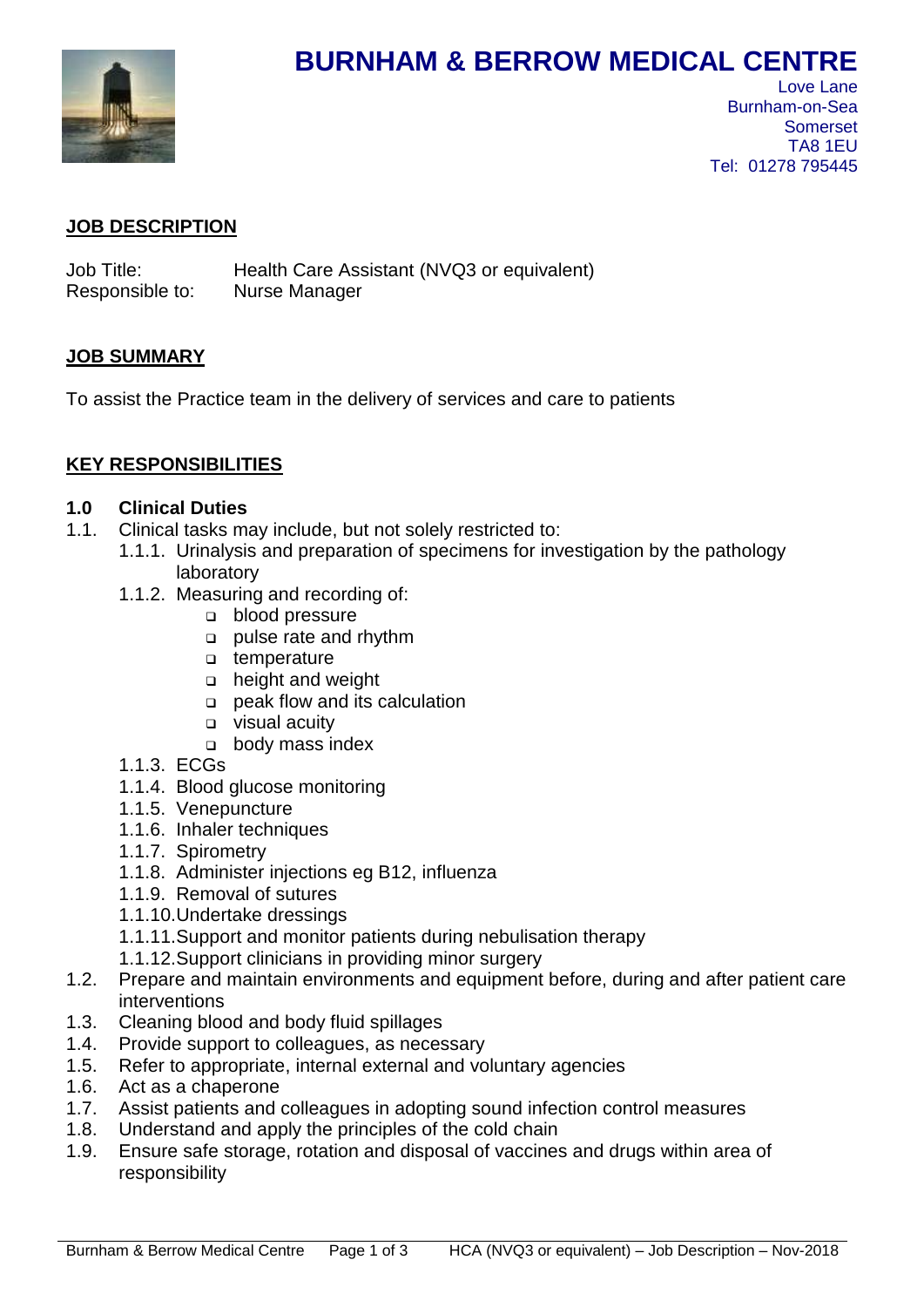# BURNHAM & BERROW MEDICAL CENTRE

Love Lane
Burnham-on-Sea
Somerset
TA8 1EU
Tel: 01278 795445

## JOB DESCRIPTION

Job Title: Health Care Assistant (NVQ3 or equivalent)
Responsible to: Nurse Manager

## JOB SUMMARY

To assist the Practice team in the delivery of services and care to patients

## KEY RESPONSIBILITIES

### 1.0 Clinical Duties

1.1. Clinical tasks may include, but not solely restricted to:

- 1.1.1. Urinalysis and preparation of specimens for investigation by the pathology laboratory
- 1.1.2. Measuring and recording of:
  - blood pressure
  - pulse rate and rhythm
  - temperature
  - height and weight
  - peak flow and its calculation
  - visual acuity
  - body mass index
- 1.1.3. ECGs
- 1.1.4. Blood glucose monitoring
- 1.1.5. Venepuncture
- 1.1.6. Inhaler techniques
- 1.1.7. Spirometry
- 1.1.8. Administer injections eg B12, influenza
- 1.1.9. Removal of sutures
- 1.1.10. Undertake dressings
- 1.1.11. Support and monitor patients during nebulisation therapy
- 1.1.12. Support clinicians in providing minor surgery

1.2. Prepare and maintain environments and equipment before, during and after patient care interventions

1.3. Cleaning blood and body fluid spillages

1.4. Provide support to colleagues, as necessary

1.5. Refer to appropriate, internal external and voluntary agencies

1.6. Act as a chaperone

1.7. Assist patients and colleagues in adopting sound infection control measures

1.8. Understand and apply the principles of the cold chain

1.9. Ensure safe storage, rotation and disposal of vaccines and drugs within area of responsibility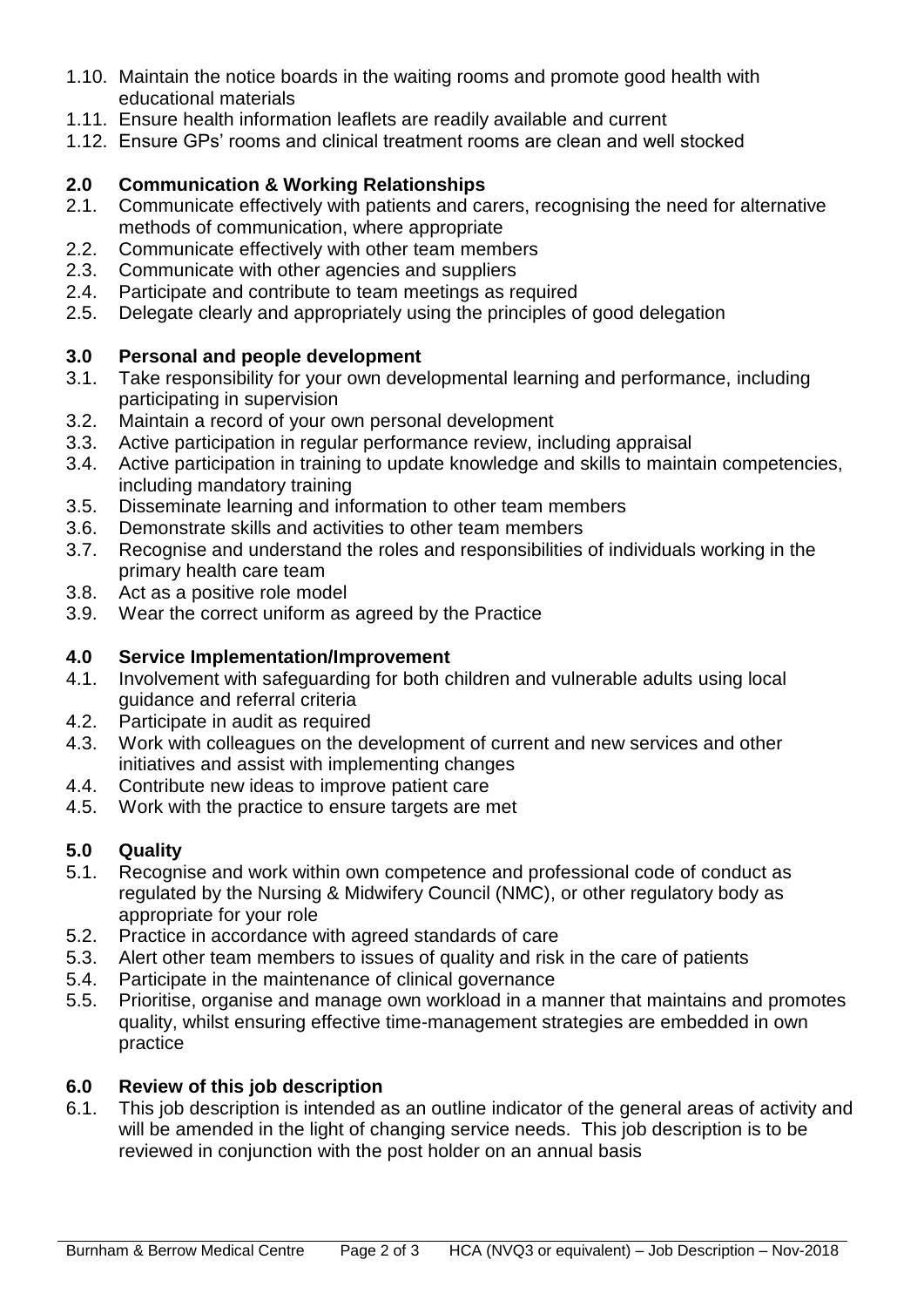1.10. Maintain the notice boards in the waiting rooms and promote good health with educational materials
1.11. Ensure health information leaflets are readily available and current
1.12. Ensure GPs' rooms and clinical treatment rooms are clean and well stocked

## 2.0 Communication & Working Relationships

2.1. Communicate effectively with patients and carers, recognising the need for alternative methods of communication, where appropriate
2.2. Communicate effectively with other team members
2.3. Communicate with other agencies and suppliers
2.4. Participate and contribute to team meetings as required
2.5. Delegate clearly and appropriately using the principles of good delegation

## 3.0 Personal and people development

3.1. Take responsibility for your own developmental learning and performance, including participating in supervision
3.2. Maintain a record of your own personal development
3.3. Active participation in regular performance review, including appraisal
3.4. Active participation in training to update knowledge and skills to maintain competencies, including mandatory training
3.5. Disseminate learning and information to other team members
3.6. Demonstrate skills and activities to other team members
3.7. Recognise and understand the roles and responsibilities of individuals working in the primary health care team
3.8. Act as a positive role model
3.9. Wear the correct uniform as agreed by the Practice

## 4.0 Service Implementation/Improvement

4.1. Involvement with safeguarding for both children and vulnerable adults using local guidance and referral criteria
4.2. Participate in audit as required
4.3. Work with colleagues on the development of current and new services and other initiatives and assist with implementing changes
4.4. Contribute new ideas to improve patient care
4.5. Work with the practice to ensure targets are met

## 5.0 Quality

5.1. Recognise and work within own competence and professional code of conduct as regulated by the Nursing & Midwifery Council (NMC), or other regulatory body as appropriate for your role
5.2. Practice in accordance with agreed standards of care
5.3. Alert other team members to issues of quality and risk in the care of patients
5.4. Participate in the maintenance of clinical governance
5.5. Prioritise, organise and manage own workload in a manner that maintains and promotes quality, whilst ensuring effective time-management strategies are embedded in own practice

## 6.0 Review of this job description

6.1. This job description is intended as an outline indicator of the general areas of activity and will be amended in the light of changing service needs. This job description is to be reviewed in conjunction with the post holder on an annual basis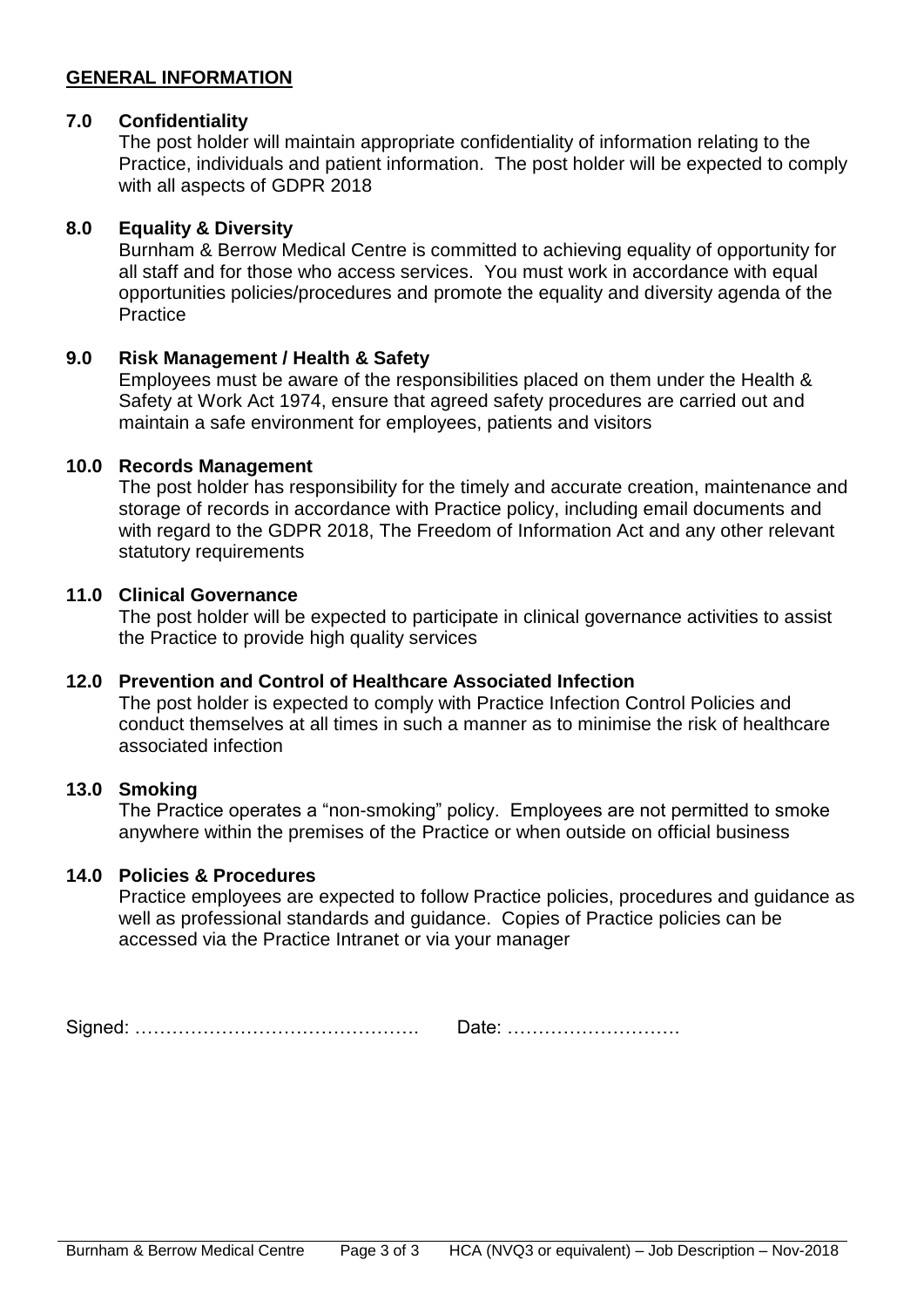## GENERAL INFORMATION

### 7.0 Confidentiality

The post holder will maintain appropriate confidentiality of information relating to the Practice, individuals and patient information. The post holder will be expected to comply with all aspects of GDPR 2018

### 8.0 Equality & Diversity

Burnham & Berrow Medical Centre is committed to achieving equality of opportunity for all staff and for those who access services. You must work in accordance with equal opportunities policies/procedures and promote the equality and diversity agenda of the Practice

### 9.0 Risk Management / Health & Safety

Employees must be aware of the responsibilities placed on them under the Health & Safety at Work Act 1974, ensure that agreed safety procedures are carried out and maintain a safe environment for employees, patients and visitors

### 10.0 Records Management

The post holder has responsibility for the timely and accurate creation, maintenance and storage of records in accordance with Practice policy, including email documents and with regard to the GDPR 2018, The Freedom of Information Act and any other relevant statutory requirements

### 11.0 Clinical Governance

The post holder will be expected to participate in clinical governance activities to assist the Practice to provide high quality services

### 12.0 Prevention and Control of Healthcare Associated Infection

The post holder is expected to comply with Practice Infection Control Policies and conduct themselves at all times in such a manner as to minimise the risk of healthcare associated infection

### 13.0 Smoking

The Practice operates a "non-smoking" policy. Employees are not permitted to smoke anywhere within the premises of the Practice or when outside on official business

### 14.0 Policies & Procedures

Practice employees are expected to follow Practice policies, procedures and guidance as well as professional standards and guidance. Copies of Practice policies can be accessed via the Practice Intranet or via your manager

Signed: ………………………………………. Date: ……………………….